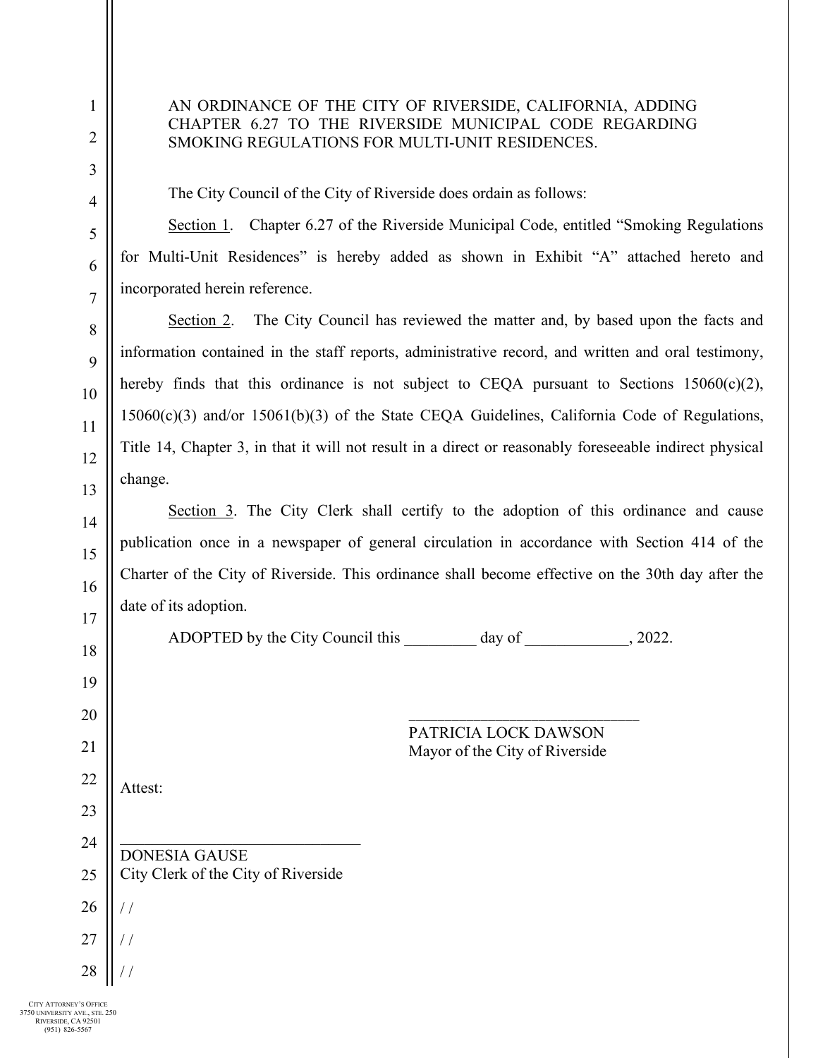AN ORDINANCE OF THE CITY OF RIVERSIDE, CALIFORNIA, ADDING CHAPTER 6.27 TO THE RIVERSIDE MUNICIPAL CODE REGARDING SMOKING REGULATIONS FOR MULTI-UNIT RESIDENCES.

The City Council of the City of Riverside does ordain as follows:

Section 1. Chapter 6.27 of the Riverside Municipal Code, entitled "Smoking Regulations for Multi-Unit Residences" is hereby added as shown in Exhibit "A" attached hereto and incorporated herein reference.

Section 2. The City Council has reviewed the matter and, by based upon the facts and information contained in the staff reports, administrative record, and written and oral testimony, hereby finds that this ordinance is not subject to CEQA pursuant to Sections 15060(c)(2), 15060(c)(3) and/or 15061(b)(3) of the State CEQA Guidelines, California Code of Regulations, Title 14, Chapter 3, in that it will not result in a direct or reasonably foreseeable indirect physical change.

Section 3. The City Clerk shall certify to the adoption of this ordinance and cause publication once in a newspaper of general circulation in accordance with Section 414 of the Charter of the City of Riverside. This ordinance shall become effective on the 30th day after the date of its adoption.

ADOPTED by the City Council this _________ day of _____________, 2022.

______________________________
PATRICIA LOCK DAWSON
Mayor of the City of Riverside

Attest:

______________________________
DONESIA GAUSE
City Clerk of the City of Riverside

/ /

/ /

/ /

CITY ATTORNEY'S OFFICE
3750 UNIVERSITY AVE., STE. 250
RIVERSIDE, CA 92501
(951) 826-5567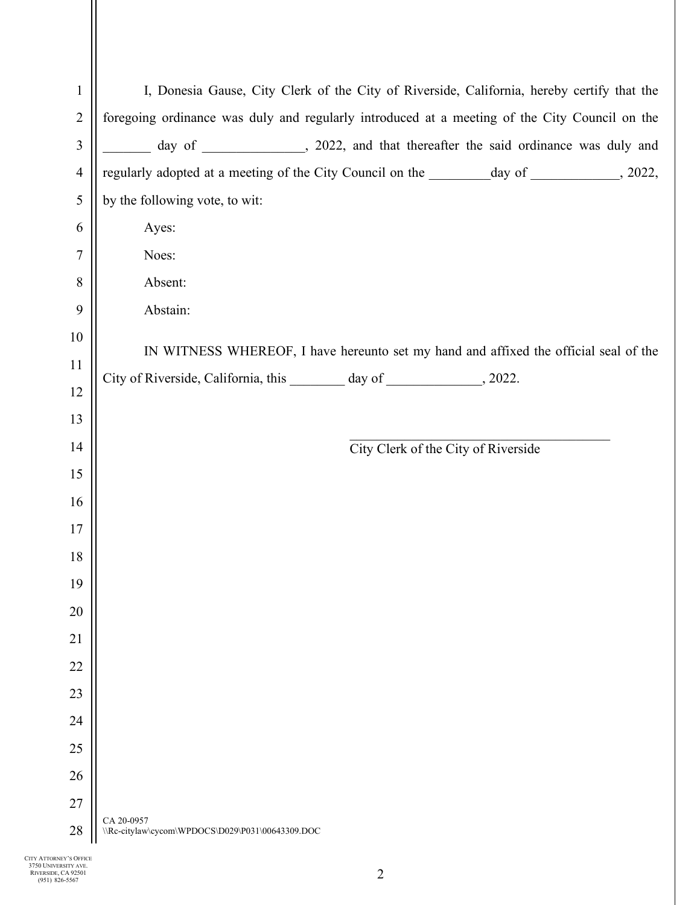I, Donesia Gause, City Clerk of the City of Riverside, California, hereby certify that the foregoing ordinance was duly and regularly introduced at a meeting of the City Council on the _______ day of _______________, 2022, and that thereafter the said ordinance was duly and regularly adopted at a meeting of the City Council on the _________day of _____________, 2022, by the following vote, to wit:

Ayes:

Noes:

Absent:

Abstain:

IN WITNESS WHEREOF, I have hereunto set my hand and affixed the official seal of the City of Riverside, California, this ________ day of ______________, 2022.

_______________________________________
City Clerk of the City of Riverside

CA 20-0957
\\Rc-citylaw\cycom\WPDOCS\D029\P031\00643309.DOC

CITY ATTORNEY'S OFFICE
3750 UNIVERSITY AVE.
RIVERSIDE, CA 92501
(951) 826-5567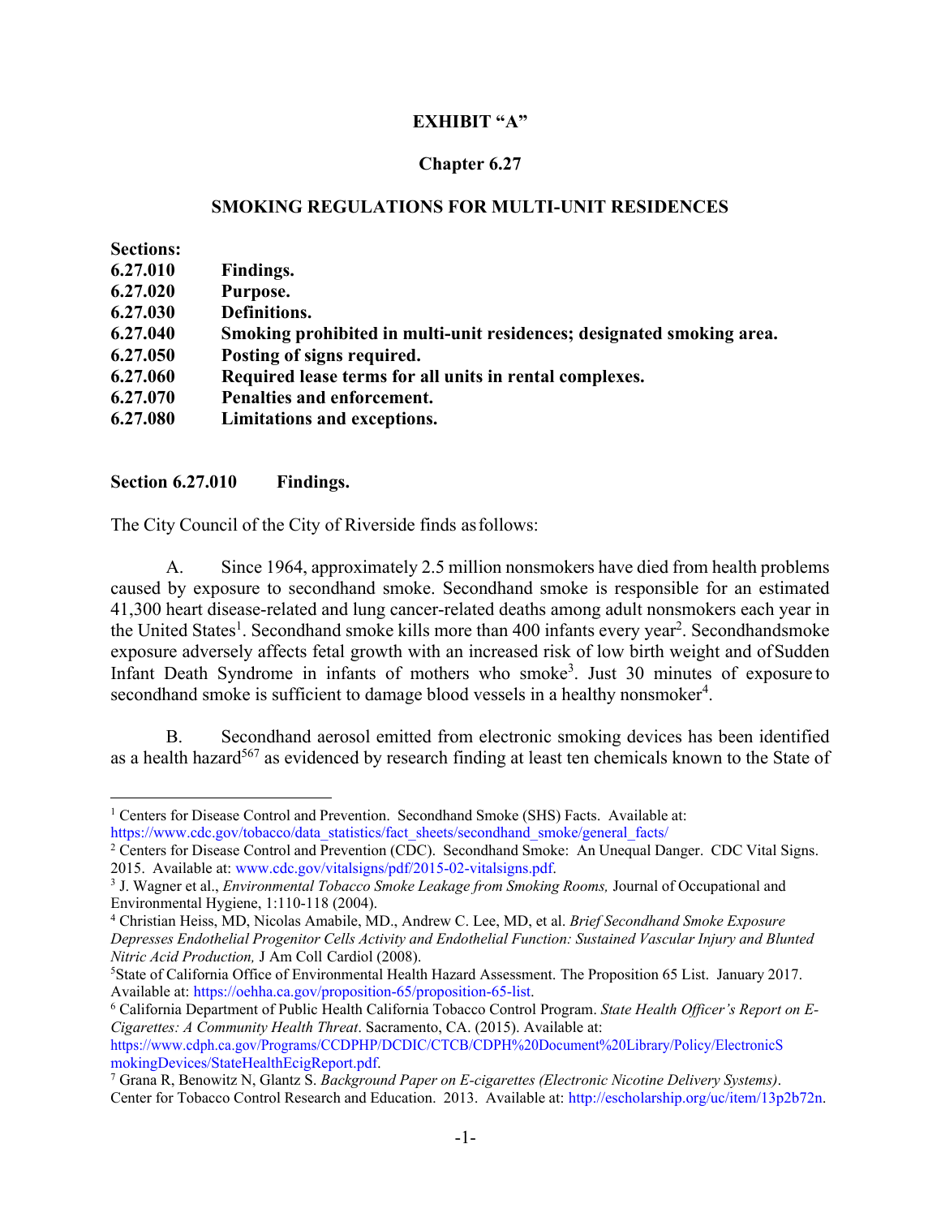**EXHIBIT "A"**

**Chapter 6.27**

**SMOKING REGULATIONS FOR MULTI-UNIT RESIDENCES**

**Sections:**

| | |
|---|---|
| **6.27.010** | **Findings.** |
| **6.27.020** | **Purpose.** |
| **6.27.030** | **Definitions.** |
| **6.27.040** | **Smoking prohibited in multi-unit residences; designated smoking area.** |
| **6.27.050** | **Posting of signs required.** |
| **6.27.060** | **Required lease terms for all units in rental complexes.** |
| **6.27.070** | **Penalties and enforcement.** |
| **6.27.080** | **Limitations and exceptions.** |

**Section 6.27.010 Findings.**

The City Council of the City of Riverside finds as follows:

A. Since 1964, approximately 2.5 million nonsmokers have died from health problems caused by exposure to secondhand smoke. Secondhand smoke is responsible for an estimated 41,300 heart disease-related and lung cancer-related deaths among adult nonsmokers each year in the United States[1]. Secondhand smoke kills more than 400 infants every year[2]. Secondhandsmoke exposure adversely affects fetal growth with an increased risk of low birth weight and of Sudden Infant Death Syndrome in infants of mothers who smoke[3]. Just 30 minutes of exposure to secondhand smoke is sufficient to damage blood vessels in a healthy nonsmoker[4].

B. Secondhand aerosol emitted from electronic smoking devices has been identified as a health hazard[5][6][7] as evidenced by research finding at least ten chemicals known to the State of

---

[1] Centers for Disease Control and Prevention. Secondhand Smoke (SHS) Facts. Available at: https://www.cdc.gov/tobacco/data_statistics/fact_sheets/secondhand_smoke/general_facts/

[2] Centers for Disease Control and Prevention (CDC). Secondhand Smoke: An Unequal Danger. CDC Vital Signs. 2015. Available at: www.cdc.gov/vitalsigns/pdf/2015-02-vitalsigns.pdf.

[3] J. Wagner et al., *Environmental Tobacco Smoke Leakage from Smoking Rooms,* Journal of Occupational and Environmental Hygiene, 1:110-118 (2004).

[4] Christian Heiss, MD, Nicolas Amabile, MD., Andrew C. Lee, MD, et al. *Brief Secondhand Smoke Exposure Depresses Endothelial Progenitor Cells Activity and Endothelial Function: Sustained Vascular Injury and Blunted Nitric Acid Production,* J Am Coll Cardiol (2008).

[5] State of California Office of Environmental Health Hazard Assessment. The Proposition 65 List. January 2017. Available at: https://oehha.ca.gov/proposition-65/proposition-65-list.

[6] California Department of Public Health California Tobacco Control Program. *State Health Officer's Report on E-Cigarettes: A Community Health Threat*. Sacramento, CA. (2015). Available at: https://www.cdph.ca.gov/Programs/CCDPHP/DCDIC/CTCB/CDPH%20Document%20Library/Policy/ElectronicSmokingDevices/StateHealthEcigReport.pdf.

[7] Grana R, Benowitz N, Glantz S. *Background Paper on E-cigarettes (Electronic Nicotine Delivery Systems)*. Center for Tobacco Control Research and Education. 2013. Available at: http://escholarship.org/uc/item/13p2b72n.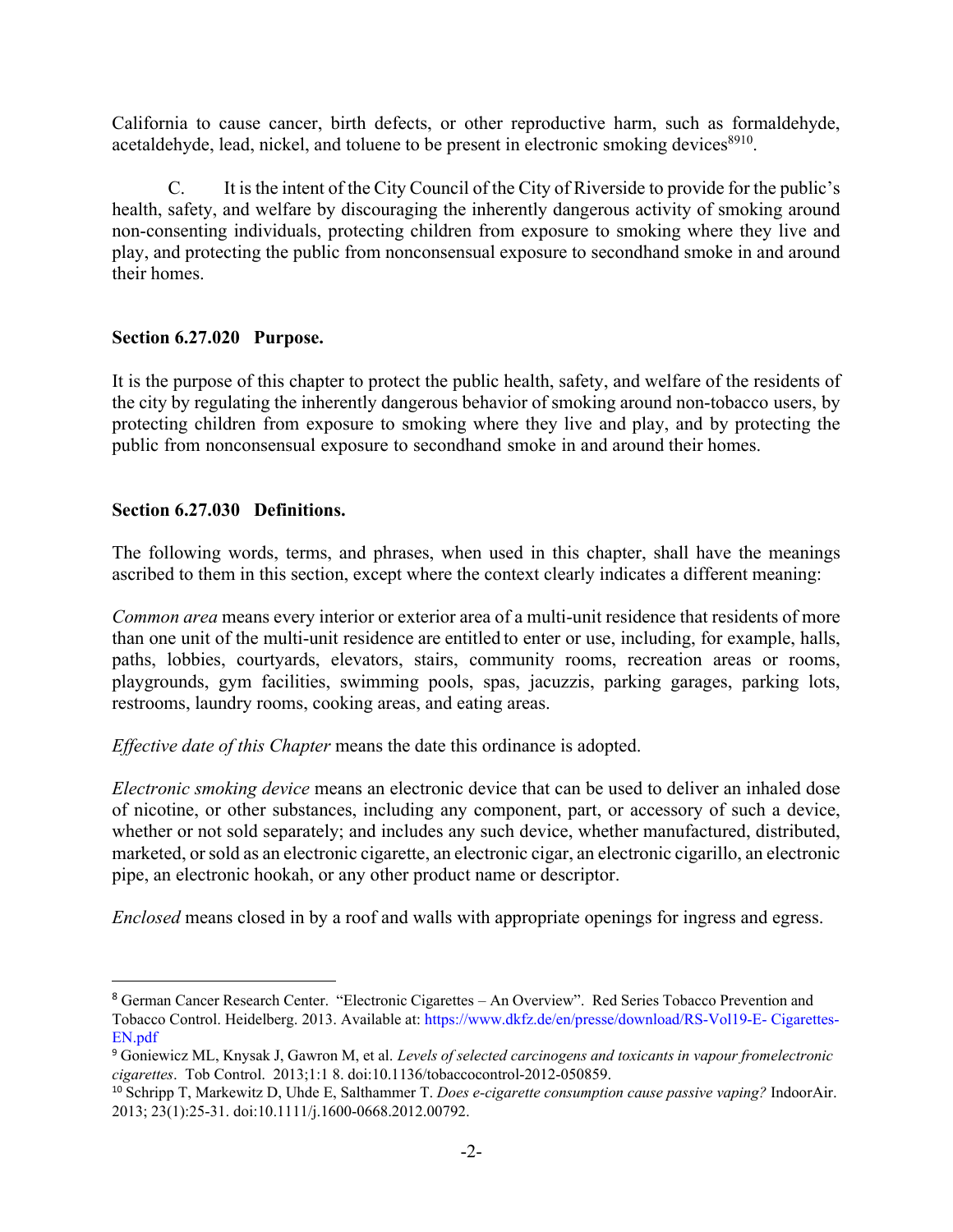California to cause cancer, birth defects, or other reproductive harm, such as formaldehyde, acetaldehyde, lead, nickel, and toluene to be present in electronic smoking devices[8][9][10].

C. It is the intent of the City Council of the City of Riverside to provide for the public's health, safety, and welfare by discouraging the inherently dangerous activity of smoking around non-consenting individuals, protecting children from exposure to smoking where they live and play, and protecting the public from nonconsensual exposure to secondhand smoke in and around their homes.

**Section 6.27.020 Purpose.**

It is the purpose of this chapter to protect the public health, safety, and welfare of the residents of the city by regulating the inherently dangerous behavior of smoking around non-tobacco users, by protecting children from exposure to smoking where they live and play, and by protecting the public from nonconsensual exposure to secondhand smoke in and around their homes.

**Section 6.27.030 Definitions.**

The following words, terms, and phrases, when used in this chapter, shall have the meanings ascribed to them in this section, except where the context clearly indicates a different meaning:

*Common area* means every interior or exterior area of a multi-unit residence that residents of more than one unit of the multi-unit residence are entitled to enter or use, including, for example, halls, paths, lobbies, courtyards, elevators, stairs, community rooms, recreation areas or rooms, playgrounds, gym facilities, swimming pools, spas, jacuzzis, parking garages, parking lots, restrooms, laundry rooms, cooking areas, and eating areas.

*Effective date of this Chapter* means the date this ordinance is adopted.

*Electronic smoking device* means an electronic device that can be used to deliver an inhaled dose of nicotine, or other substances, including any component, part, or accessory of such a device, whether or not sold separately; and includes any such device, whether manufactured, distributed, marketed, or sold as an electronic cigarette, an electronic cigar, an electronic cigarillo, an electronic pipe, an electronic hookah, or any other product name or descriptor.

*Enclosed* means closed in by a roof and walls with appropriate openings for ingress and egress.

---

[8] German Cancer Research Center. "Electronic Cigarettes – An Overview". Red Series Tobacco Prevention and Tobacco Control. Heidelberg. 2013. Available at: https://www.dkfz.de/en/presse/download/RS-Vol19-E- Cigarettes-EN.pdf

[9] Goniewicz ML, Knysak J, Gawron M, et al. *Levels of selected carcinogens and toxicants in vapour fromelectronic cigarettes*. Tob Control. 2013;1:1 8. doi:10.1136/tobaccocontrol-2012-050859.

[10] Schripp T, Markewitz D, Uhde E, Salthammer T. *Does e-cigarette consumption cause passive vaping?* IndoorAir. 2013; 23(1):25-31. doi:10.1111/j.1600-0668.2012.00792.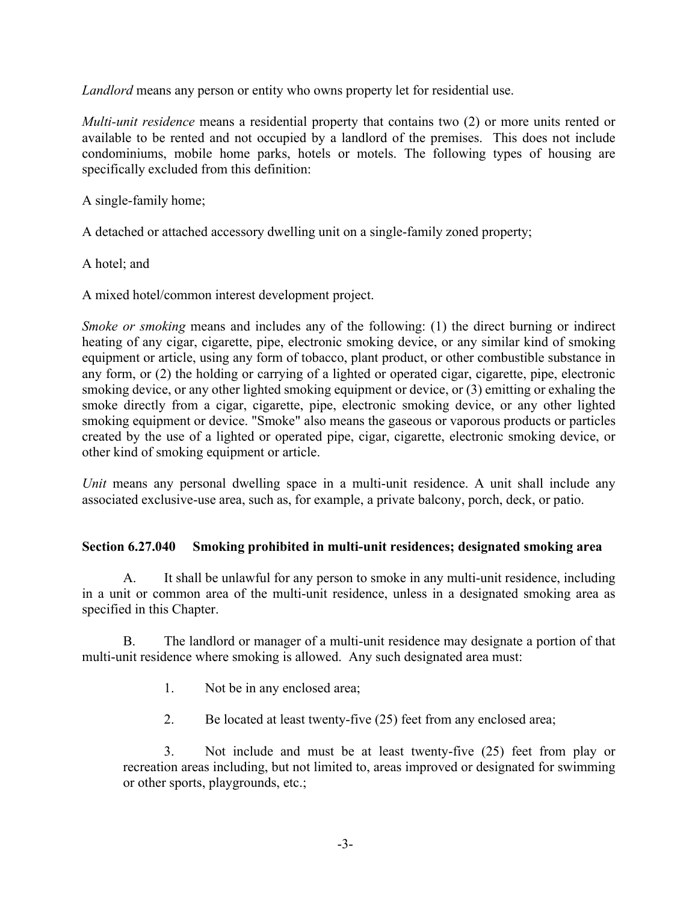*Landlord* means any person or entity who owns property let for residential use.

*Multi-unit residence* means a residential property that contains two (2) or more units rented or available to be rented and not occupied by a landlord of the premises. This does not include condominiums, mobile home parks, hotels or motels. The following types of housing are specifically excluded from this definition:

A single-family home;

A detached or attached accessory dwelling unit on a single-family zoned property;

A hotel; and

A mixed hotel/common interest development project.

*Smoke or smoking* means and includes any of the following: (1) the direct burning or indirect heating of any cigar, cigarette, pipe, electronic smoking device, or any similar kind of smoking equipment or article, using any form of tobacco, plant product, or other combustible substance in any form, or (2) the holding or carrying of a lighted or operated cigar, cigarette, pipe, electronic smoking device, or any other lighted smoking equipment or device, or (3) emitting or exhaling the smoke directly from a cigar, cigarette, pipe, electronic smoking device, or any other lighted smoking equipment or device. "Smoke" also means the gaseous or vaporous products or particles created by the use of a lighted or operated pipe, cigar, cigarette, electronic smoking device, or other kind of smoking equipment or article.

*Unit* means any personal dwelling space in a multi-unit residence. A unit shall include any associated exclusive-use area, such as, for example, a private balcony, porch, deck, or patio.

**Section 6.27.040 Smoking prohibited in multi-unit residences; designated smoking area**

A. It shall be unlawful for any person to smoke in any multi-unit residence, including in a unit or common area of the multi-unit residence, unless in a designated smoking area as specified in this Chapter.

B. The landlord or manager of a multi-unit residence may designate a portion of that multi-unit residence where smoking is allowed. Any such designated area must:

1. Not be in any enclosed area;

2. Be located at least twenty-five (25) feet from any enclosed area;

3. Not include and must be at least twenty-five (25) feet from play or recreation areas including, but not limited to, areas improved or designated for swimming or other sports, playgrounds, etc.;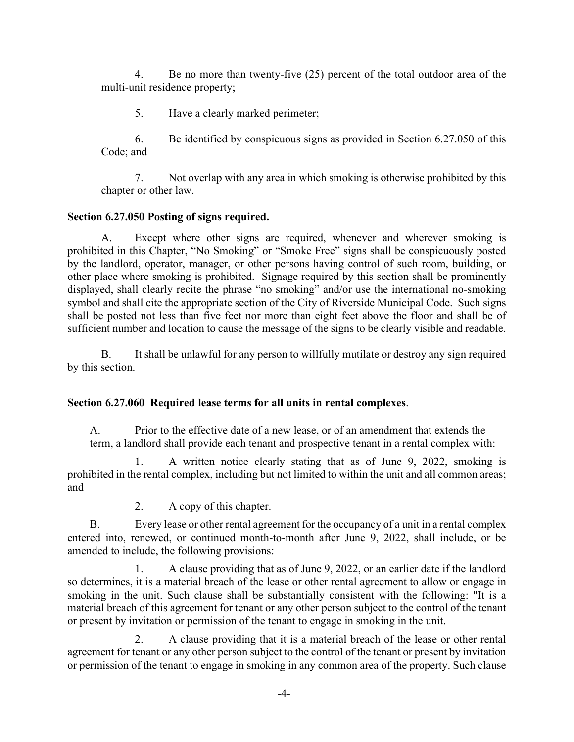4. Be no more than twenty-five (25) percent of the total outdoor area of the multi-unit residence property;

5. Have a clearly marked perimeter;

6. Be identified by conspicuous signs as provided in Section 6.27.050 of this Code; and

7. Not overlap with any area in which smoking is otherwise prohibited by this chapter or other law.

**Section 6.27.050 Posting of signs required.**

A. Except where other signs are required, whenever and wherever smoking is prohibited in this Chapter, "No Smoking" or "Smoke Free" signs shall be conspicuously posted by the landlord, operator, manager, or other persons having control of such room, building, or other place where smoking is prohibited. Signage required by this section shall be prominently displayed, shall clearly recite the phrase "no smoking" and/or use the international no-smoking symbol and shall cite the appropriate section of the City of Riverside Municipal Code. Such signs shall be posted not less than five feet nor more than eight feet above the floor and shall be of sufficient number and location to cause the message of the signs to be clearly visible and readable.

B. It shall be unlawful for any person to willfully mutilate or destroy any sign required by this section.

**Section 6.27.060 Required lease terms for all units in rental complexes**.

A. Prior to the effective date of a new lease, or of an amendment that extends the term, a landlord shall provide each tenant and prospective tenant in a rental complex with:

1. A written notice clearly stating that as of June 9, 2022, smoking is prohibited in the rental complex, including but not limited to within the unit and all common areas; and

2. A copy of this chapter.

B. Every lease or other rental agreement for the occupancy of a unit in a rental complex entered into, renewed, or continued month-to-month after June 9, 2022, shall include, or be amended to include, the following provisions:

1. A clause providing that as of June 9, 2022, or an earlier date if the landlord so determines, it is a material breach of the lease or other rental agreement to allow or engage in smoking in the unit. Such clause shall be substantially consistent with the following: "It is a material breach of this agreement for tenant or any other person subject to the control of the tenant or present by invitation or permission of the tenant to engage in smoking in the unit.

2. A clause providing that it is a material breach of the lease or other rental agreement for tenant or any other person subject to the control of the tenant or present by invitation or permission of the tenant to engage in smoking in any common area of the property. Such clause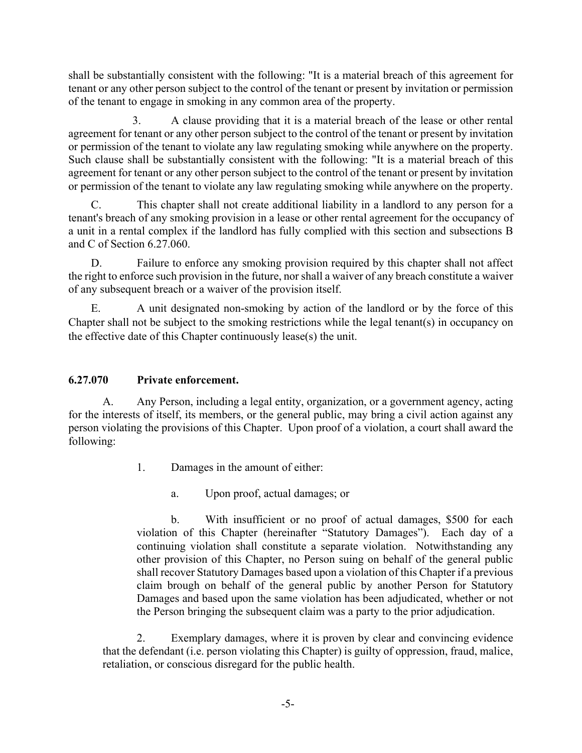shall be substantially consistent with the following: "It is a material breach of this agreement for tenant or any other person subject to the control of the tenant or present by invitation or permission of the tenant to engage in smoking in any common area of the property.

3. A clause providing that it is a material breach of the lease or other rental agreement for tenant or any other person subject to the control of the tenant or present by invitation or permission of the tenant to violate any law regulating smoking while anywhere on the property. Such clause shall be substantially consistent with the following: "It is a material breach of this agreement for tenant or any other person subject to the control of the tenant or present by invitation or permission of the tenant to violate any law regulating smoking while anywhere on the property.

C. This chapter shall not create additional liability in a landlord to any person for a tenant's breach of any smoking provision in a lease or other rental agreement for the occupancy of a unit in a rental complex if the landlord has fully complied with this section and subsections B and C of Section 6.27.060.

D. Failure to enforce any smoking provision required by this chapter shall not affect the right to enforce such provision in the future, nor shall a waiver of any breach constitute a waiver of any subsequent breach or a waiver of the provision itself.

E. A unit designated non-smoking by action of the landlord or by the force of this Chapter shall not be subject to the smoking restrictions while the legal tenant(s) in occupancy on the effective date of this Chapter continuously lease(s) the unit.

## 6.27.070 Private enforcement.

A. Any Person, including a legal entity, organization, or a government agency, acting for the interests of itself, its members, or the general public, may bring a civil action against any person violating the provisions of this Chapter. Upon proof of a violation, a court shall award the following:

1. Damages in the amount of either:

   a. Upon proof, actual damages; or

   b. With insufficient or no proof of actual damages, $500 for each violation of this Chapter (hereinafter "Statutory Damages"). Each day of a continuing violation shall constitute a separate violation. Notwithstanding any other provision of this Chapter, no Person suing on behalf of the general public shall recover Statutory Damages based upon a violation of this Chapter if a previous claim brough on behalf of the general public by another Person for Statutory Damages and based upon the same violation has been adjudicated, whether or not the Person bringing the subsequent claim was a party to the prior adjudication.

2. Exemplary damages, where it is proven by clear and convincing evidence that the defendant (i.e. person violating this Chapter) is guilty of oppression, fraud, malice, retaliation, or conscious disregard for the public health.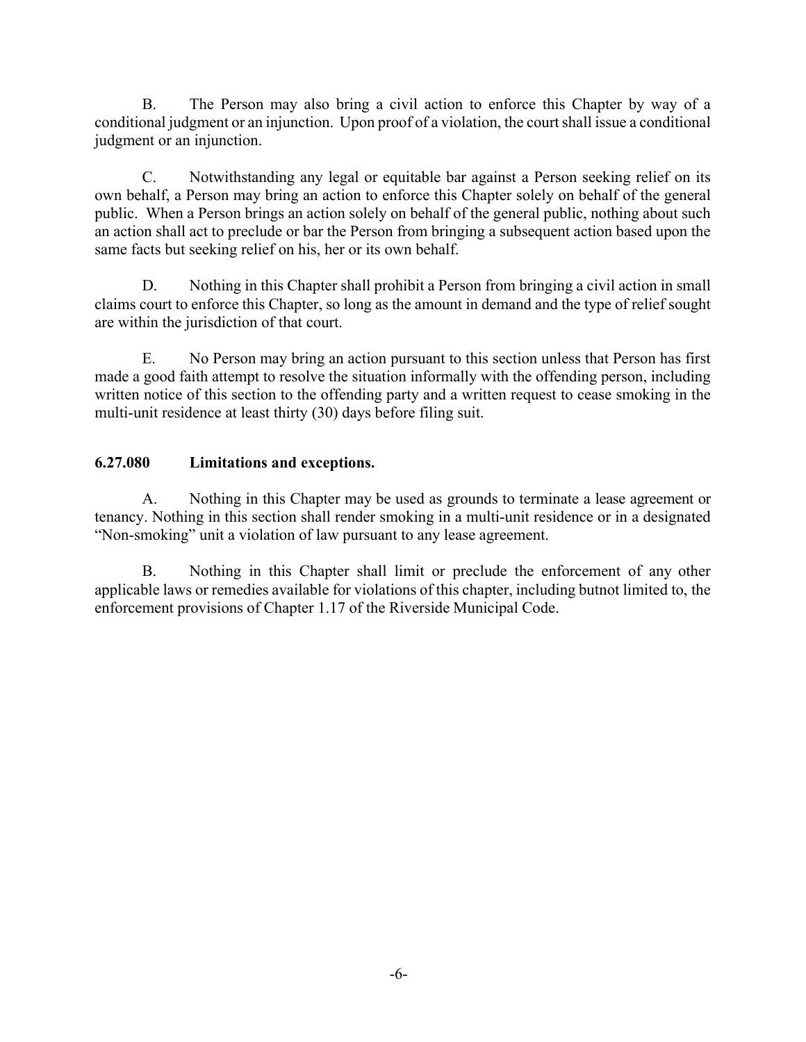B. The Person may also bring a civil action to enforce this Chapter by way of a conditional judgment or an injunction. Upon proof of a violation, the court shall issue a conditional judgment or an injunction.

C. Notwithstanding any legal or equitable bar against a Person seeking relief on its own behalf, a Person may bring an action to enforce this Chapter solely on behalf of the general public. When a Person brings an action solely on behalf of the general public, nothing about such an action shall act to preclude or bar the Person from bringing a subsequent action based upon the same facts but seeking relief on his, her or its own behalf.

D. Nothing in this Chapter shall prohibit a Person from bringing a civil action in small claims court to enforce this Chapter, so long as the amount in demand and the type of relief sought are within the jurisdiction of that court.

E. No Person may bring an action pursuant to this section unless that Person has first made a good faith attempt to resolve the situation informally with the offending person, including written notice of this section to the offending party and a written request to cease smoking in the multi-unit residence at least thirty (30) days before filing suit.

**6.27.080 Limitations and exceptions.**

A. Nothing in this Chapter may be used as grounds to terminate a lease agreement or tenancy. Nothing in this section shall render smoking in a multi-unit residence or in a designated "Non-smoking" unit a violation of law pursuant to any lease agreement.

B. Nothing in this Chapter shall limit or preclude the enforcement of any other applicable laws or remedies available for violations of this chapter, including butnot limited to, the enforcement provisions of Chapter 1.17 of the Riverside Municipal Code.